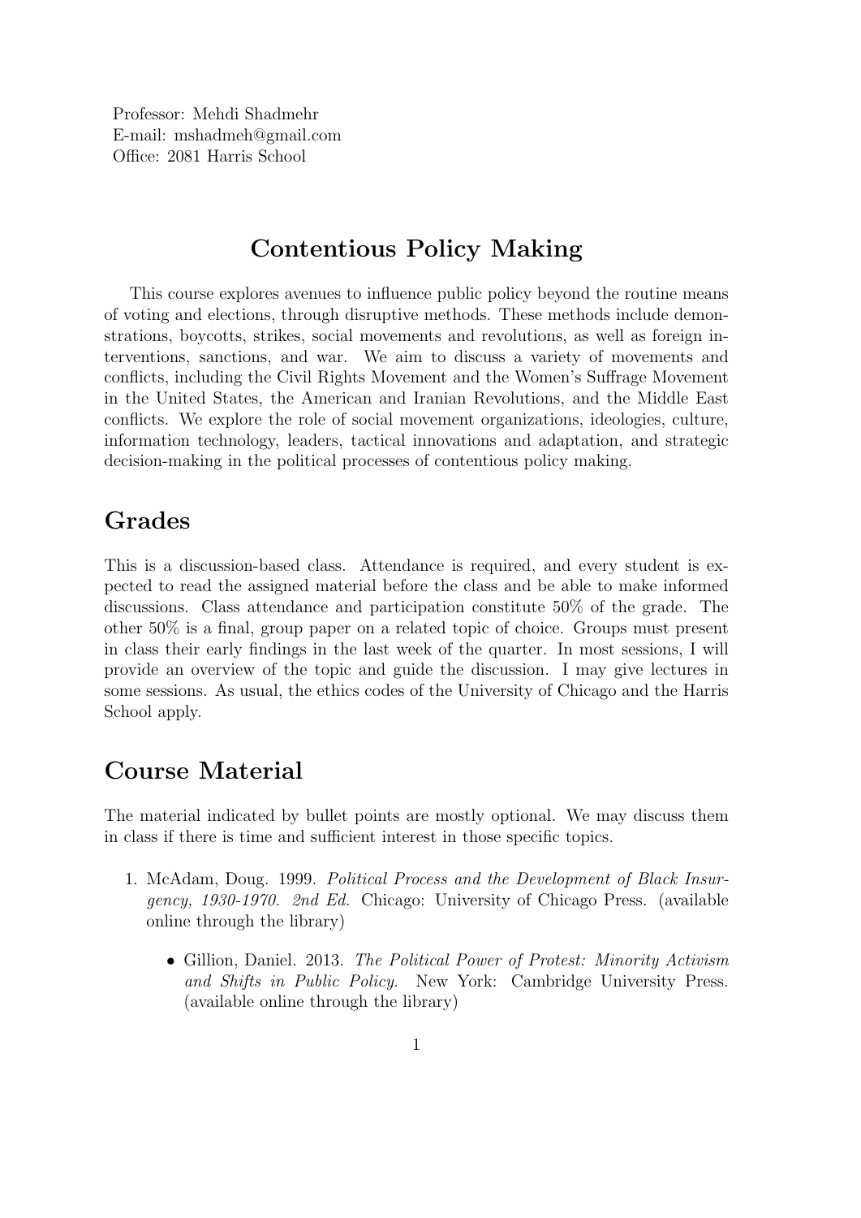Professor: Mehdi Shadmehr
E-mail: mshadmeh@gmail.com
Office: 2081 Harris School

# Contentious Policy Making

This course explores avenues to influence public policy beyond the routine means of voting and elections, through disruptive methods. These methods include demonstrations, boycotts, strikes, social movements and revolutions, as well as foreign interventions, sanctions, and war. We aim to discuss a variety of movements and conflicts, including the Civil Rights Movement and the Women's Suffrage Movement in the United States, the American and Iranian Revolutions, and the Middle East conflicts. We explore the role of social movement organizations, ideologies, culture, information technology, leaders, tactical innovations and adaptation, and strategic decision-making in the political processes of contentious policy making.

## Grades

This is a discussion-based class. Attendance is required, and every student is expected to read the assigned material before the class and be able to make informed discussions. Class attendance and participation constitute 50% of the grade. The other 50% is a final, group paper on a related topic of choice. Groups must present in class their early findings in the last week of the quarter. In most sessions, I will provide an overview of the topic and guide the discussion. I may give lectures in some sessions. As usual, the ethics codes of the University of Chicago and the Harris School apply.

## Course Material

The material indicated by bullet points are mostly optional. We may discuss them in class if there is time and sufficient interest in those specific topics.

1. McAdam, Doug. 1999. *Political Process and the Development of Black Insurgency, 1930-1970. 2nd Ed.* Chicago: University of Chicago Press. (available online through the library)

    - Gillion, Daniel. 2013. *The Political Power of Protest: Minority Activism and Shifts in Public Policy.* New York: Cambridge University Press. (available online through the library)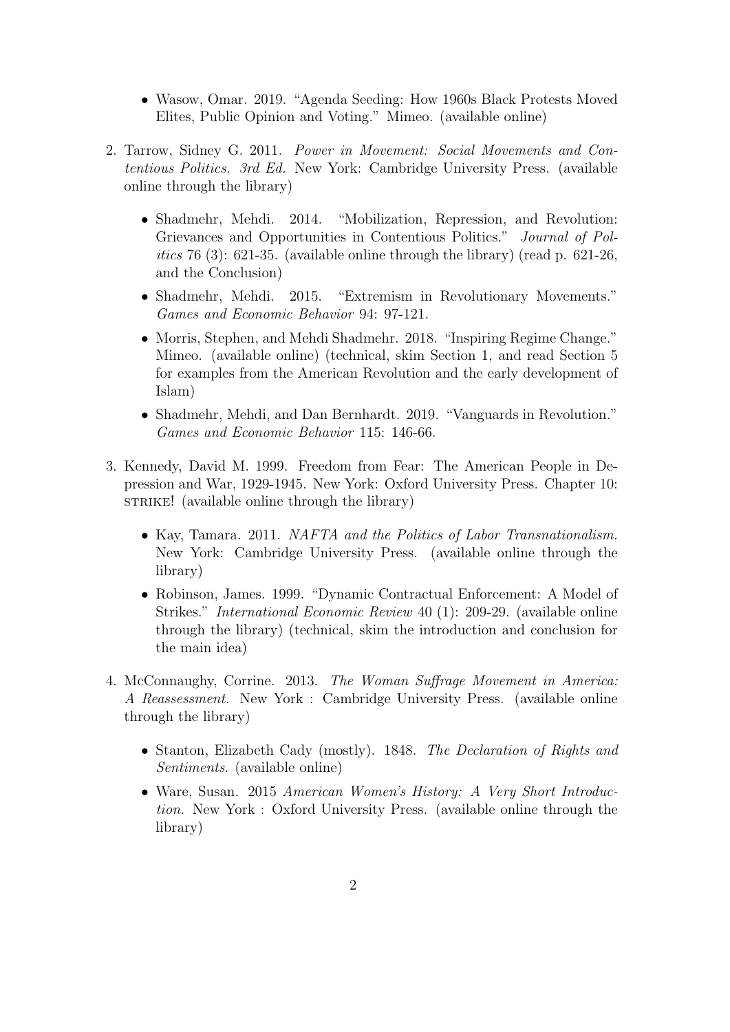- Wasow, Omar. 2019. "Agenda Seeding: How 1960s Black Protests Moved Elites, Public Opinion and Voting." Mimeo. (available online)

2. Tarrow, Sidney G. 2011. *Power in Movement: Social Movements and Contentious Politics. 3rd Ed.* New York: Cambridge University Press. (available online through the library)

   - Shadmehr, Mehdi. 2014. "Mobilization, Repression, and Revolution: Grievances and Opportunities in Contentious Politics." *Journal of Politics* 76 (3): 621-35. (available online through the library) (read p. 621-26, and the Conclusion)
   - Shadmehr, Mehdi. 2015. "Extremism in Revolutionary Movements." *Games and Economic Behavior* 94: 97-121.
   - Morris, Stephen, and Mehdi Shadmehr. 2018. "Inspiring Regime Change." Mimeo. (available online) (technical, skim Section 1, and read Section 5 for examples from the American Revolution and the early development of Islam)
   - Shadmehr, Mehdi, and Dan Bernhardt. 2019. "Vanguards in Revolution." *Games and Economic Behavior* 115: 146-66.

3. Kennedy, David M. 1999. Freedom from Fear: The American People in Depression and War, 1929-1945. New York: Oxford University Press. Chapter 10: STRIKE! (available online through the library)

   - Kay, Tamara. 2011. *NAFTA and the Politics of Labor Transnationalism.* New York: Cambridge University Press. (available online through the library)
   - Robinson, James. 1999. "Dynamic Contractual Enforcement: A Model of Strikes." *International Economic Review* 40 (1): 209-29. (available online through the library) (technical, skim the introduction and conclusion for the main idea)

4. McConnaughy, Corrine. 2013. *The Woman Suffrage Movement in America: A Reassessment.* New York : Cambridge University Press. (available online through the library)

   - Stanton, Elizabeth Cady (mostly). 1848. *The Declaration of Rights and Sentiments*. (available online)
   - Ware, Susan. 2015 *American Women's History: A Very Short Introduction.* New York : Oxford University Press. (available online through the library)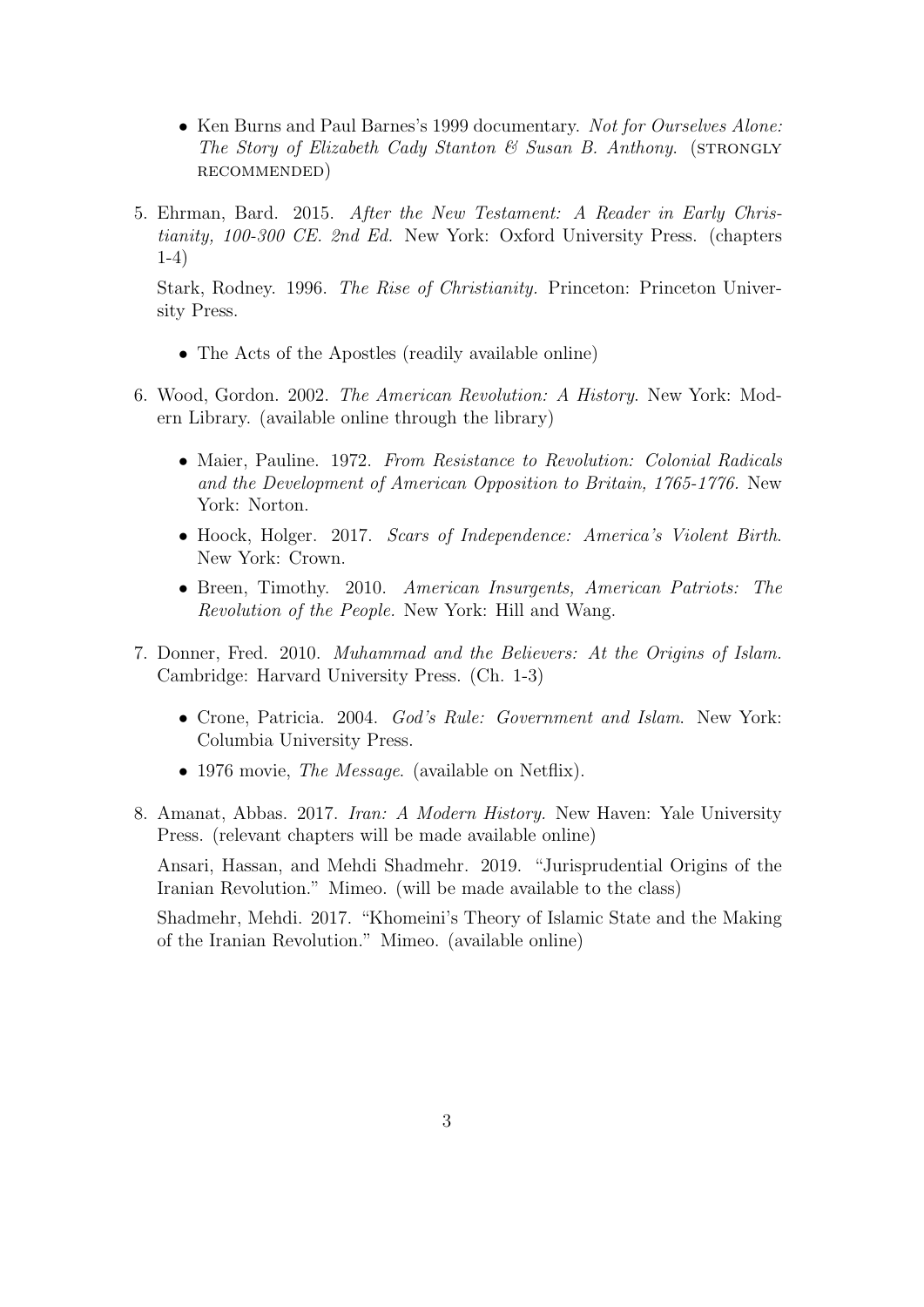- Ken Burns and Paul Barnes's 1999 documentary. *Not for Ourselves Alone: The Story of Elizabeth Cady Stanton & Susan B. Anthony*. (STRONGLY RECOMMENDED)

5. Ehrman, Bard. 2015. *After the New Testament: A Reader in Early Christianity, 100-300 CE. 2nd Ed.* New York: Oxford University Press. (chapters 1-4)

   Stark, Rodney. 1996. *The Rise of Christianity.* Princeton: Princeton University Press.

   - The Acts of the Apostles (readily available online)

6. Wood, Gordon. 2002. *The American Revolution: A History.* New York: Modern Library. (available online through the library)

   - Maier, Pauline. 1972. *From Resistance to Revolution: Colonial Radicals and the Development of American Opposition to Britain, 1765-1776.* New York: Norton.
   - Hoock, Holger. 2017. *Scars of Independence: America's Violent Birth.* New York: Crown.
   - Breen, Timothy. 2010. *American Insurgents, American Patriots: The Revolution of the People.* New York: Hill and Wang.

7. Donner, Fred. 2010. *Muhammad and the Believers: At the Origins of Islam.* Cambridge: Harvard University Press. (Ch. 1-3)

   - Crone, Patricia. 2004. *God's Rule: Government and Islam.* New York: Columbia University Press.
   - 1976 movie, *The Message*. (available on Netflix).

8. Amanat, Abbas. 2017. *Iran: A Modern History.* New Haven: Yale University Press. (relevant chapters will be made available online)

   Ansari, Hassan, and Mehdi Shadmehr. 2019. "Jurisprudential Origins of the Iranian Revolution." Mimeo. (will be made available to the class)

   Shadmehr, Mehdi. 2017. "Khomeini's Theory of Islamic State and the Making of the Iranian Revolution." Mimeo. (available online)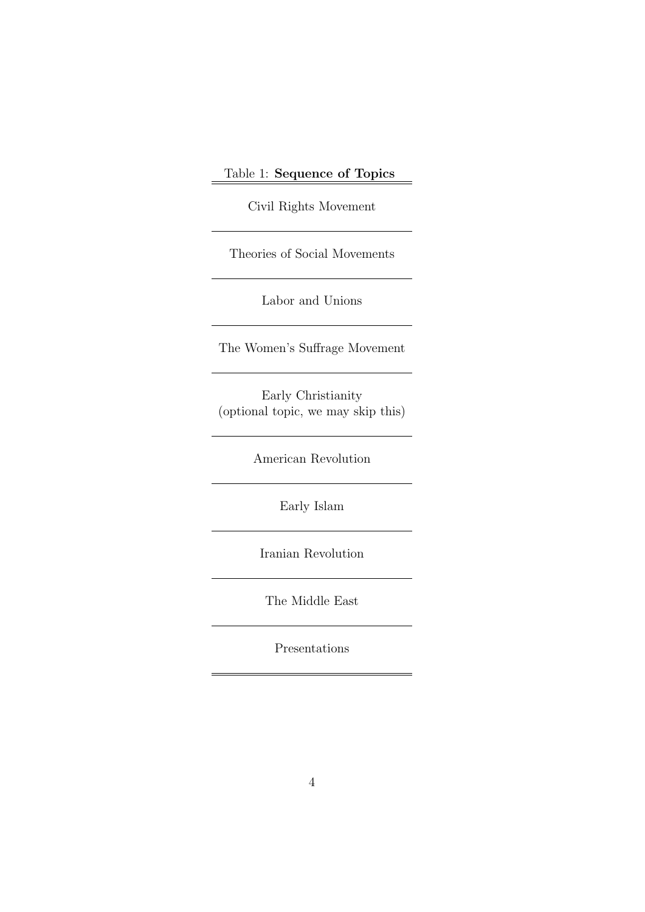Table 1: **Sequence of Topics**

| |
|---|
| Civil Rights Movement |
| Theories of Social Movements |
| Labor and Unions |
| The Women's Suffrage Movement |
| Early Christianity (optional topic, we may skip this) |
| American Revolution |
| Early Islam |
| Iranian Revolution |
| The Middle East |
| Presentations |